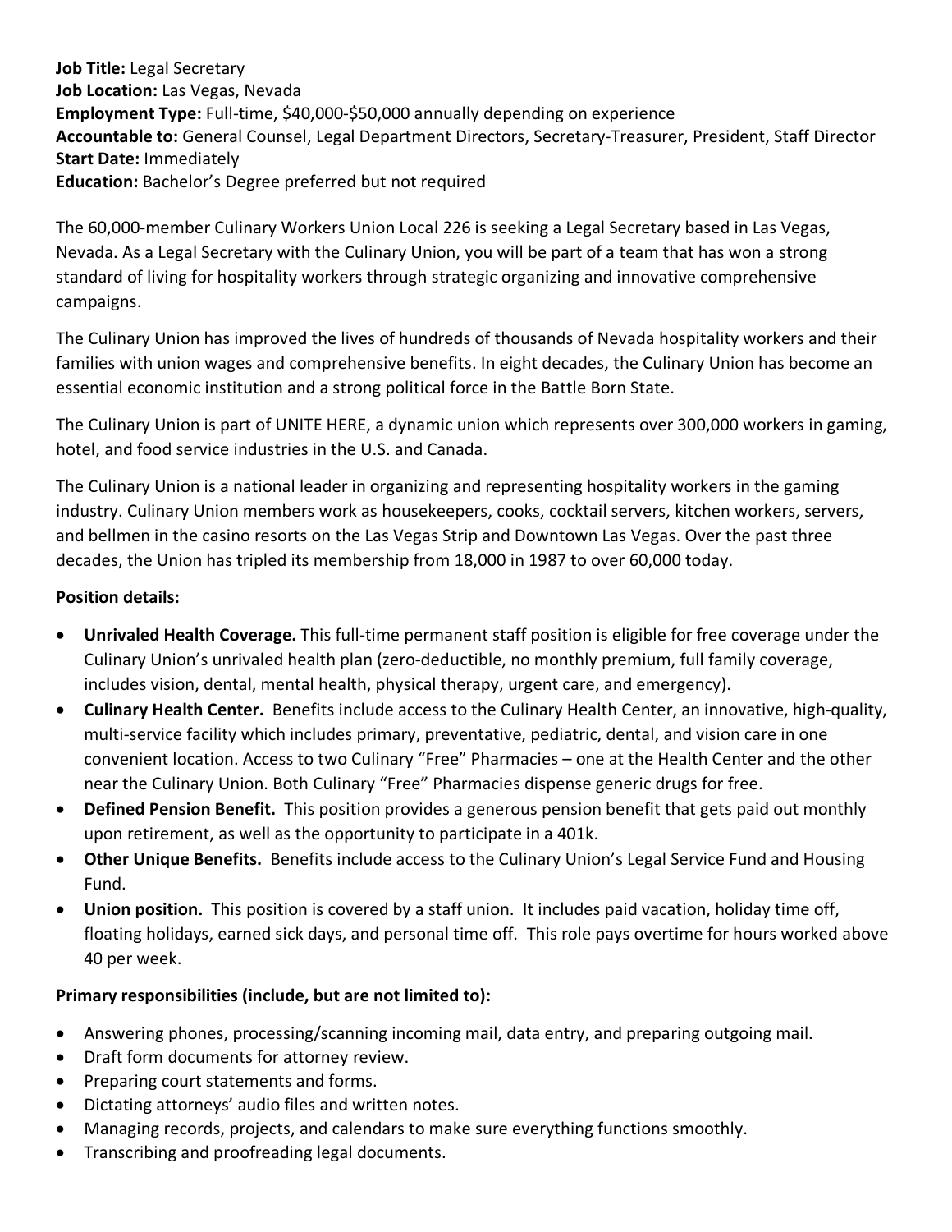**Job Title:** Legal Secretary
**Job Location:** Las Vegas, Nevada
**Employment Type:** Full-time, $40,000-$50,000 annually depending on experience
**Accountable to:** General Counsel, Legal Department Directors, Secretary-Treasurer, President, Staff Director
**Start Date:** Immediately
**Education:** Bachelor's Degree preferred but not required

The 60,000-member Culinary Workers Union Local 226 is seeking a Legal Secretary based in Las Vegas, Nevada. As a Legal Secretary with the Culinary Union, you will be part of a team that has won a strong standard of living for hospitality workers through strategic organizing and innovative comprehensive campaigns.

The Culinary Union has improved the lives of hundreds of thousands of Nevada hospitality workers and their families with union wages and comprehensive benefits. In eight decades, the Culinary Union has become an essential economic institution and a strong political force in the Battle Born State.

The Culinary Union is part of UNITE HERE, a dynamic union which represents over 300,000 workers in gaming, hotel, and food service industries in the U.S. and Canada.

The Culinary Union is a national leader in organizing and representing hospitality workers in the gaming industry. Culinary Union members work as housekeepers, cooks, cocktail servers, kitchen workers, servers, and bellmen in the casino resorts on the Las Vegas Strip and Downtown Las Vegas. Over the past three decades, the Union has tripled its membership from 18,000 in 1987 to over 60,000 today.

**Position details:**

- **Unrivaled Health Coverage.** This full-time permanent staff position is eligible for free coverage under the Culinary Union's unrivaled health plan (zero-deductible, no monthly premium, full family coverage, includes vision, dental, mental health, physical therapy, urgent care, and emergency).
- **Culinary Health Center.** Benefits include access to the Culinary Health Center, an innovative, high-quality, multi-service facility which includes primary, preventative, pediatric, dental, and vision care in one convenient location. Access to two Culinary "Free" Pharmacies – one at the Health Center and the other near the Culinary Union. Both Culinary "Free" Pharmacies dispense generic drugs for free.
- **Defined Pension Benefit.** This position provides a generous pension benefit that gets paid out monthly upon retirement, as well as the opportunity to participate in a 401k.
- **Other Unique Benefits.** Benefits include access to the Culinary Union's Legal Service Fund and Housing Fund.
- **Union position.** This position is covered by a staff union. It includes paid vacation, holiday time off, floating holidays, earned sick days, and personal time off. This role pays overtime for hours worked above 40 per week.

**Primary responsibilities (include, but are not limited to):**

- Answering phones, processing/scanning incoming mail, data entry, and preparing outgoing mail.
- Draft form documents for attorney review.
- Preparing court statements and forms.
- Dictating attorneys' audio files and written notes.
- Managing records, projects, and calendars to make sure everything functions smoothly.
- Transcribing and proofreading legal documents.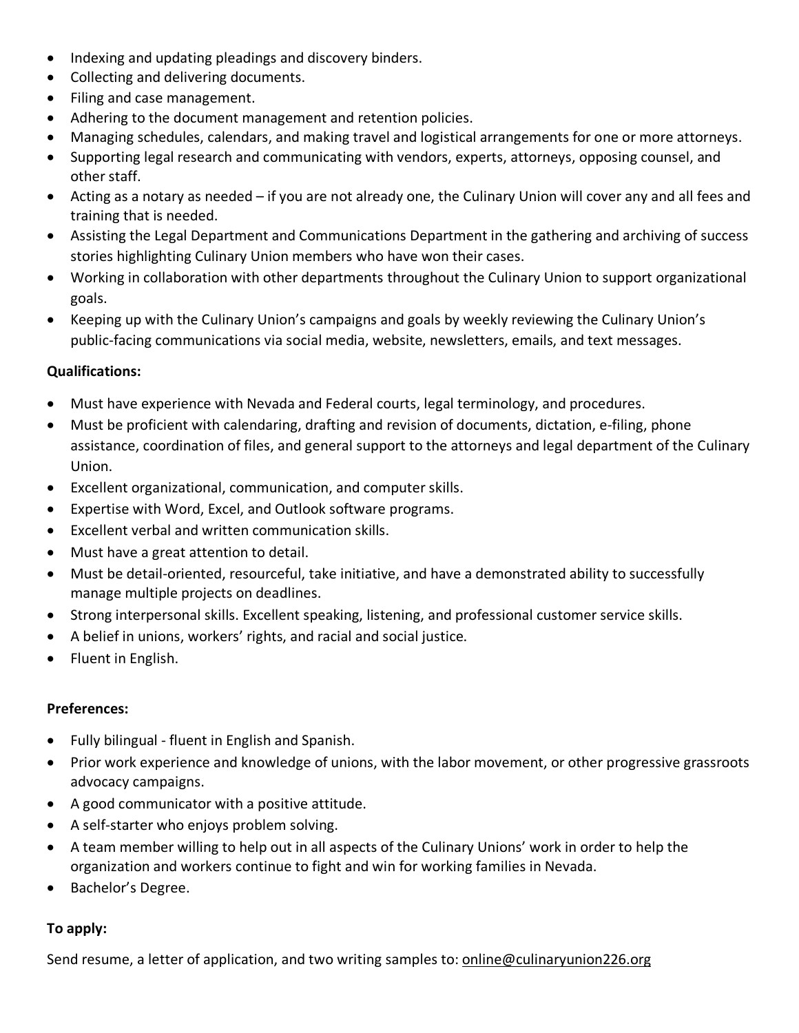- Indexing and updating pleadings and discovery binders.
- Collecting and delivering documents.
- Filing and case management.
- Adhering to the document management and retention policies.
- Managing schedules, calendars, and making travel and logistical arrangements for one or more attorneys.
- Supporting legal research and communicating with vendors, experts, attorneys, opposing counsel, and other staff.
- Acting as a notary as needed – if you are not already one, the Culinary Union will cover any and all fees and training that is needed.
- Assisting the Legal Department and Communications Department in the gathering and archiving of success stories highlighting Culinary Union members who have won their cases.
- Working in collaboration with other departments throughout the Culinary Union to support organizational goals.
- Keeping up with the Culinary Union's campaigns and goals by weekly reviewing the Culinary Union's public-facing communications via social media, website, newsletters, emails, and text messages.

**Qualifications:**

- Must have experience with Nevada and Federal courts, legal terminology, and procedures.
- Must be proficient with calendaring, drafting and revision of documents, dictation, e-filing, phone assistance, coordination of files, and general support to the attorneys and legal department of the Culinary Union.
- Excellent organizational, communication, and computer skills.
- Expertise with Word, Excel, and Outlook software programs.
- Excellent verbal and written communication skills.
- Must have a great attention to detail.
- Must be detail-oriented, resourceful, take initiative, and have a demonstrated ability to successfully manage multiple projects on deadlines.
- Strong interpersonal skills. Excellent speaking, listening, and professional customer service skills.
- A belief in unions, workers' rights, and racial and social justice.
- Fluent in English.

**Preferences:**

- Fully bilingual - fluent in English and Spanish.
- Prior work experience and knowledge of unions, with the labor movement, or other progressive grassroots advocacy campaigns.
- A good communicator with a positive attitude.
- A self-starter who enjoys problem solving.
- A team member willing to help out in all aspects of the Culinary Unions' work in order to help the organization and workers continue to fight and win for working families in Nevada.
- Bachelor's Degree.

**To apply:**

Send resume, a letter of application, and two writing samples to: online@culinaryunion226.org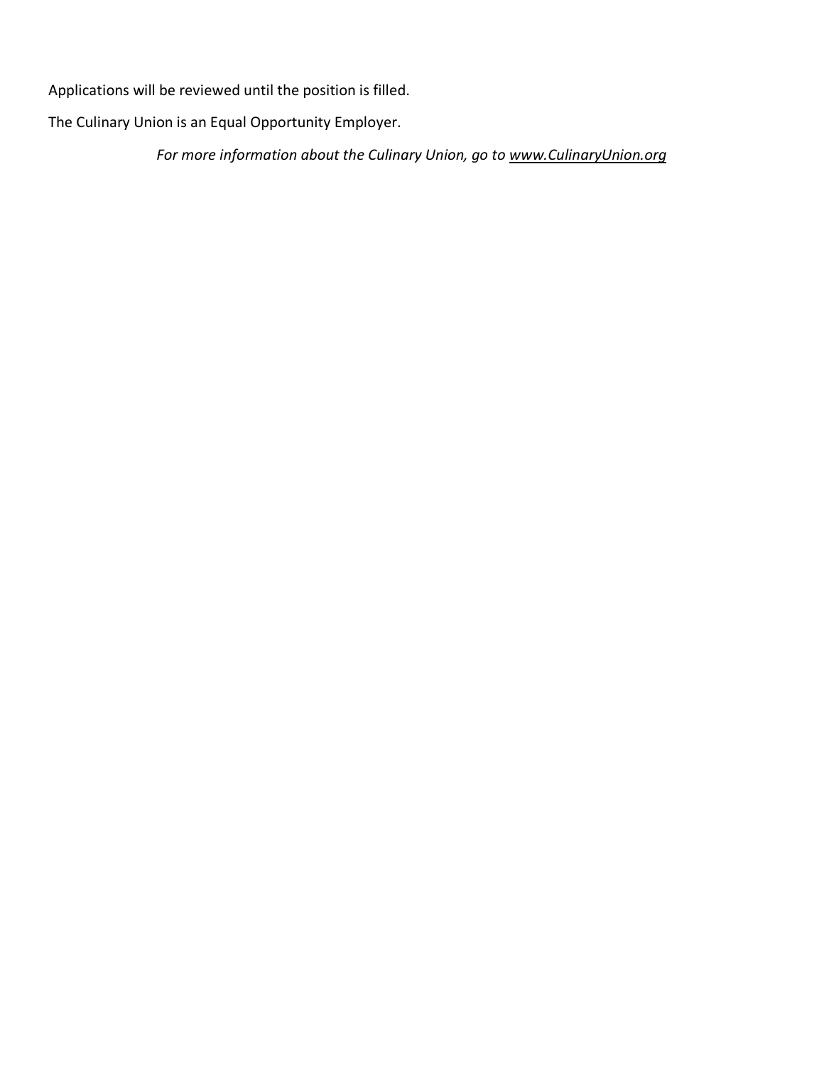Applications will be reviewed until the position is filled.

The Culinary Union is an Equal Opportunity Employer.

*For more information about the Culinary Union, go to www.CulinaryUnion.org*